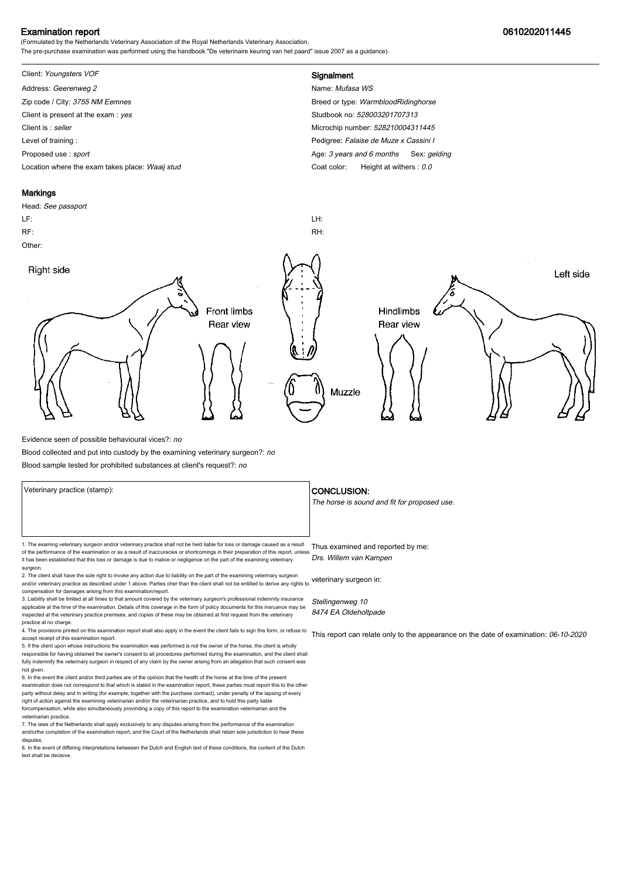# Examination report

**0610202011445**

(Formulated by the Netherlands Veterinary Association of the Royal Netherlands Veterinary Association.
The pre-purchase examination was performed using the handbook "De veterinaire keuring van het paard" issue 2007 as a guidance).

Client: *Youngsters VOF*
Address: *Geerenweg 2*
Zip code / City: *3755 NM Eemnes*
Client is present at the exam : *yes*
Client is : *seller*
Level of training :
Proposed use : *sport*
Location where the exam takes place: *Waaij stud*

## Signalment

Name: *Mufasa WS*
Breed or type: *WarmbloodRidinghorse*
Studbook no: *528003201707313*
Microchip number: *528210004311445*
Pedigree: *Falaise de Muze x Cassini I*
Age: *3 years and 6 months* Sex: *gelding*
Coat color: Height at withers : *0.0*

## Markings

Head: *See passport*
LF:
RF:
Other:
LH:
RH:

Right side

Front limbs Rear view

Muzzle

Hindlimbs Rear view

Left side

Evidence seen of possible behavioural vices?: *no*

Blood collected and put into custody by the examining veterinary surgeon?: *no*

Blood sample tested for prohibited substances at client's request?: *no*

Veterinary practice (stamp):

## CONCLUSION:

*The horse is sound and fit for proposed use.*

1. The examing veterinary surgeon and/or veterinary practice shall not be held liable for loss or damage caused as a result of the performance of the examination or as a result of inaccuracies or shortcomings in their preparation of this report, unless it has been established that this loss or damage is due to malice or negligence on the part of the examining veterinary surgeon.
2. The client shall have the sole right to invoke any action due to liability on the part of the examining veterinary surgeon and/or veterinary practice as described under 1 above. Parties oher than the client shall not be entitled to derive any rights to compensation for damages arising from this examination/report.
3. Liability shall be limited at all times to that amount covered by the veterinary surgeon's professional indemnity insurance applicable at the time of the examination. Details of this coverage in the form of policy documents for this insruance may be inspected at the veterinary practice premises, and copies of these may be obtained at first request from the veterinary practice at no charge.
4. The provisions printed on this examination report shall also apply in the event the client fails to sign this form, or refuse to accept receipt of this examination report.
5. If the client upon whose instructions the examination was performed is not the owner of the horse, the client is wholly responsible for having obtained the owner's consent to all procedures performed during the examination, and the client shall fully indemnify the veterinary surgeon in respect of any claim by the owner arising from an allegation that such consent was not given.
6. In the event the client and/or third parties are of the opinion that the health of the horse at the time of the present examination does not correspond to that which is stated in the examination report, these parties must report this to the other party without delay and in writing (for example, together with the purchase contract), under penalty of the lapsing of every right of action against the examining veterinarian and/or the veterinarian practice, and to hold this party liable forcompensation, while also simultaneously provinding a copy of this report to the examination veterinarian and the veterinarian practice.
7. The laws of the Netherlands shall apply exclusively to any disputes arising from the performance of the examination and/orthe completion of the examination report, and the Court of the Netherlands shall retain sole jurisdiction to hear these disputes.
8. In the event of differing interpretations betweeen the Dutch and English text of these conditions, the content of the Dutch text shall be decisive.

Thus examined and reported by me:
*Drs. Willem van Kampen*

veterinary surgeon in:

*Stellingenweg 10*
*8474 EA Oldeholtpade*

This report can relate only to the appearance on the date of examination: *06-10-2020*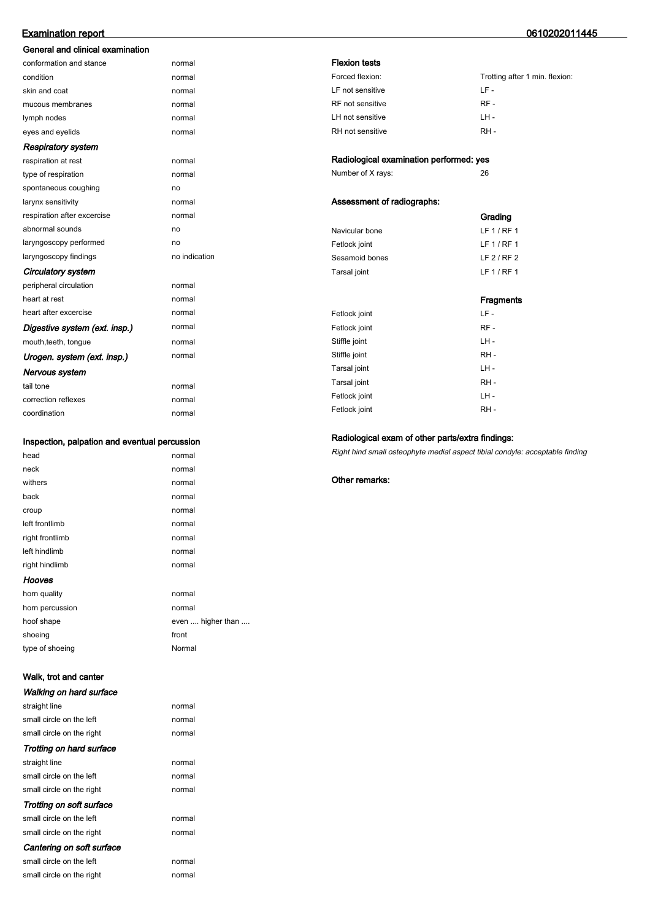# Examination report

0610202011445

## General and clinical examination

| | |
|---|---|
| conformation and stance | normal |
| condition | normal |
| skin and coat | normal |
| mucous membranes | normal |
| lymph nodes | normal |
| eyes and eyelids | normal |

### *Respiratory system*

| | |
|---|---|
| respiration at rest | normal |
| type of respiration | normal |
| spontaneous coughing | no |
| larynx sensitivity | normal |
| respiration after excercise | normal |
| abnormal sounds | no |
| laryngoscopy performed | no |
| laryngoscopy findings | no indication |

### *Circulatory system*

| | |
|---|---|
| peripheral circulation | normal |
| heart at rest | normal |
| heart after excercise | normal |

### *Digestive system (ext. insp.)* normal

| | |
|---|---|
| mouth,teeth, tongue | normal |

### *Urogen. system (ext. insp.)* normal

### *Nervous system*

| | |
|---|---|
| tail tone | normal |
| correction reflexes | normal |
| coordination | normal |

## Inspection, palpation and eventual percussion

| | |
|---|---|
| head | normal |
| neck | normal |
| withers | normal |
| back | normal |
| croup | normal |
| left frontlimb | normal |
| right frontlimb | normal |
| left hindlimb | normal |
| right hindlimb | normal |

### *Hooves*

| | |
|---|---|
| horn quality | normal |
| horn percussion | normal |
| hoof shape | even .... higher than .... |
| shoeing | front |
| type of shoeing | Normal |

## Walk, trot and canter

### *Walking on hard surface*

| | |
|---|---|
| straight line | normal |
| small circle on the left | normal |
| small circle on the right | normal |

### *Trotting on hard surface*

| | |
|---|---|
| straight line | normal |
| small circle on the left | normal |
| small circle on the right | normal |

### *Trotting on soft surface*

| | |
|---|---|
| small circle on the left | normal |
| small circle on the right | normal |

### *Cantering on soft surface*

| | |
|---|---|
| small circle on the left | normal |
| small circle on the right | normal |

## Flexion tests

| Forced flexion: | Trotting after 1 min. flexion: |
|---|---|
| LF not sensitive | LF - |
| RF not sensitive | RF - |
| LH not sensitive | LH - |
| RH not sensitive | RH - |

## Radiological examination performed: yes

Number of X rays: 26

## Assessment of radiographs:

| | Grading |
|---|---|
| Navicular bone | LF 1 / RF 1 |
| Fetlock joint | LF 1 / RF 1 |
| Sesamoid bones | LF 2 / RF 2 |
| Tarsal joint | LF 1 / RF 1 |

| | Fragments |
|---|---|
| Fetlock joint | LF - |
| Fetlock joint | RF - |
| Stiffle joint | LH - |
| Stiffle joint | RH - |
| Tarsal joint | LH - |
| Tarsal joint | RH - |
| Fetlock joint | LH - |
| Fetlock joint | RH - |

## Radiological exam of other parts/extra findings:

*Right hind small osteophyte medial aspect tibial condyle: acceptable finding*

## Other remarks: